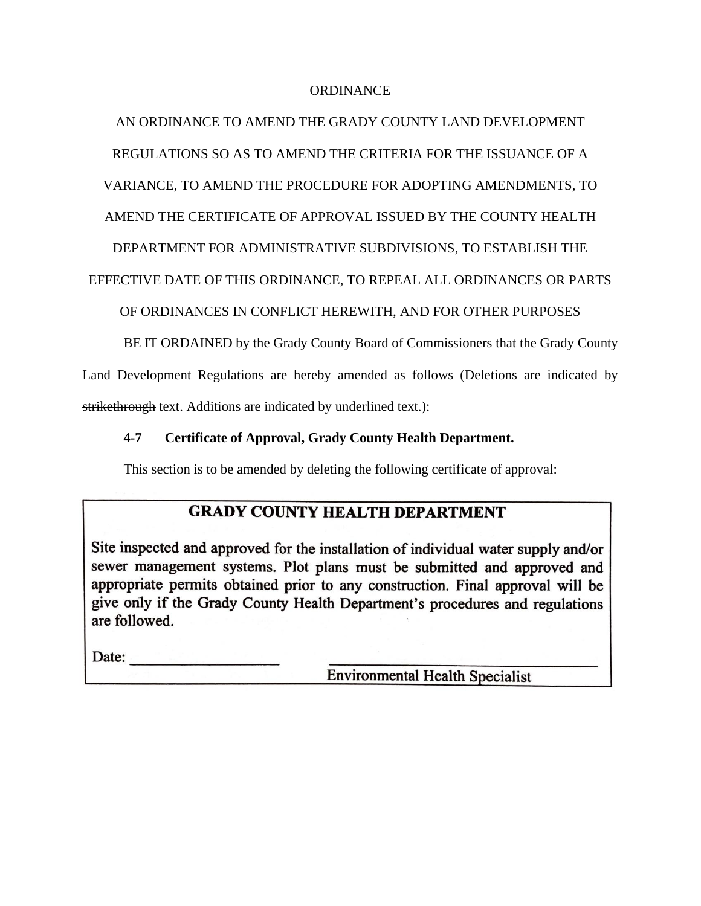ORDINANCE

AN ORDINANCE TO AMEND THE GRADY COUNTY LAND DEVELOPMENT REGULATIONS SO AS TO AMEND THE CRITERIA FOR THE ISSUANCE OF A VARIANCE, TO AMEND THE PROCEDURE FOR ADOPTING AMENDMENTS, TO AMEND THE CERTIFICATE OF APPROVAL ISSUED BY THE COUNTY HEALTH DEPARTMENT FOR ADMINISTRATIVE SUBDIVISIONS, TO ESTABLISH THE EFFECTIVE DATE OF THIS ORDINANCE, TO REPEAL ALL ORDINANCES OR PARTS OF ORDINANCES IN CONFLICT HEREWITH, AND FOR OTHER PURPOSES

BE IT ORDAINED by the Grady County Board of Commissioners that the Grady County Land Development Regulations are hereby amended as follows (Deletions are indicated by ~~strikethrough~~ text. Additions are indicated by <u>underlined</u> text.):

**4-7 Certificate of Approval, Grady County Health Department.**

This section is to be amended by deleting the following certificate of approval:

**GRADY COUNTY HEALTH DEPARTMENT**

Site inspected and approved for the installation of individual water supply and/or sewer management systems. Plot plans must be submitted and approved and appropriate permits obtained prior to any construction. Final approval will be give only if the Grady County Health Department's procedures and regulations are followed.

Date: ____________________ ____________________________________

Environmental Health Specialist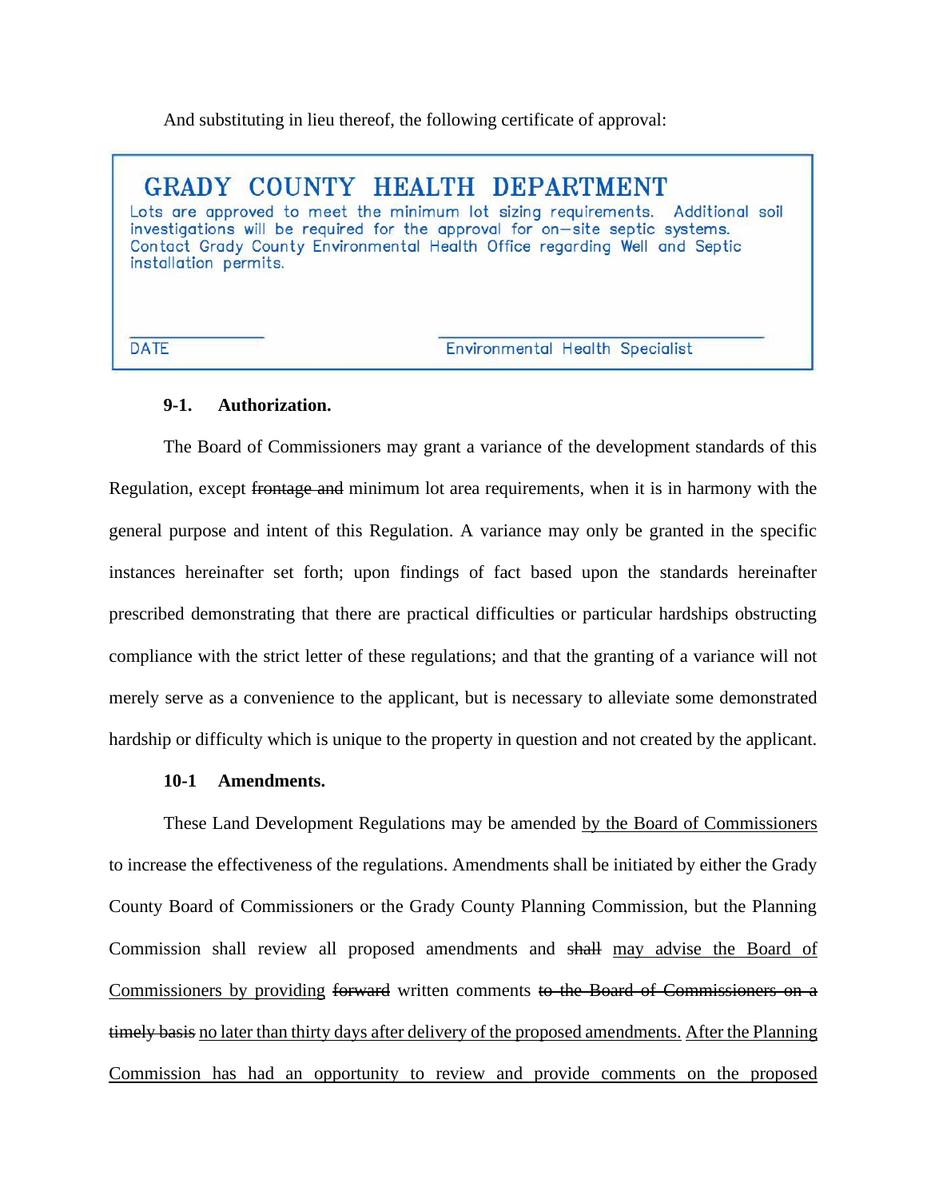And substituting in lieu thereof, the following certificate of approval:

> **GRADY COUNTY HEALTH DEPARTMENT**
>
> Lots are approved to meet the minimum lot sizing requirements. Additional soil investigations will be required for the approval for on-site septic systems. Contact Grady County Environmental Health Office regarding Well and Septic installation permits.
>
> \_\_\_\_\_\_\_\_\_\_\_\_\_\_\_\_ \_\_\_\_\_\_\_\_\_\_\_\_\_\_\_\_\_\_\_\_\_\_\_\_\_\_\_\_\_\_
>
> DATE Environmental Health Specialist

**9-1. Authorization.**

The Board of Commissioners may grant a variance of the development standards of this Regulation, except ~~frontage and~~ minimum lot area requirements, when it is in harmony with the general purpose and intent of this Regulation. A variance may only be granted in the specific instances hereinafter set forth; upon findings of fact based upon the standards hereinafter prescribed demonstrating that there are practical difficulties or particular hardships obstructing compliance with the strict letter of these regulations; and that the granting of a variance will not merely serve as a convenience to the applicant, but is necessary to alleviate some demonstrated hardship or difficulty which is unique to the property in question and not created by the applicant.

**10-1 Amendments.**

These Land Development Regulations may be amended <u>by the Board of Commissioners</u> to increase the effectiveness of the regulations. Amendments shall be initiated by either the Grady County Board of Commissioners or the Grady County Planning Commission, but the Planning Commission shall review all proposed amendments and ~~shall~~ <u>may advise the Board of Commissioners by providing</u> ~~forward~~ written comments ~~to the Board of Commissioners on a timely basis~~ <u>no later than thirty days after delivery of the proposed amendments.</u> <u>After the Planning Commission has had an opportunity to review and provide comments on the proposed</u>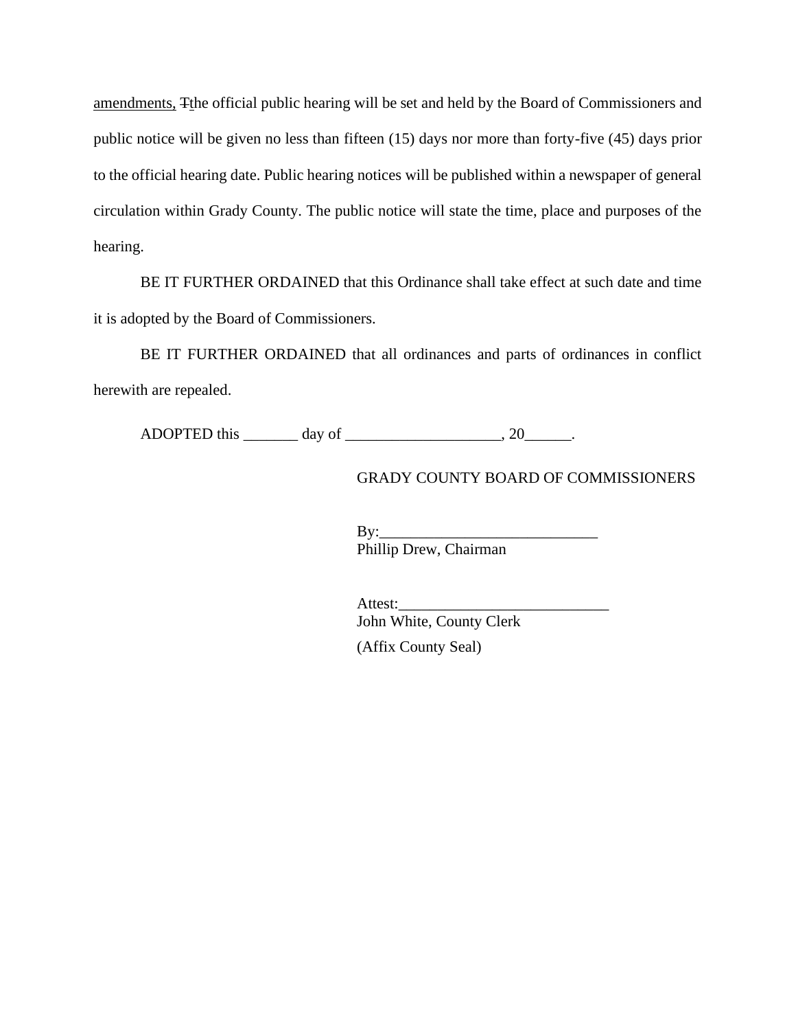amendments, ~~T~~the official public hearing will be set and held by the Board of Commissioners and public notice will be given no less than fifteen (15) days nor more than forty-five (45) days prior to the official hearing date. Public hearing notices will be published within a newspaper of general circulation within Grady County. The public notice will state the time, place and purposes of the hearing.

BE IT FURTHER ORDAINED that this Ordinance shall take effect at such date and time it is adopted by the Board of Commissioners.

BE IT FURTHER ORDAINED that all ordinances and parts of ordinances in conflict herewith are repealed.

ADOPTED this _______ day of ____________________, 20______.

GRADY COUNTY BOARD OF COMMISSIONERS

By:____________________________
Phillip Drew, Chairman

Attest:___________________________
John White, County Clerk

(Affix County Seal)